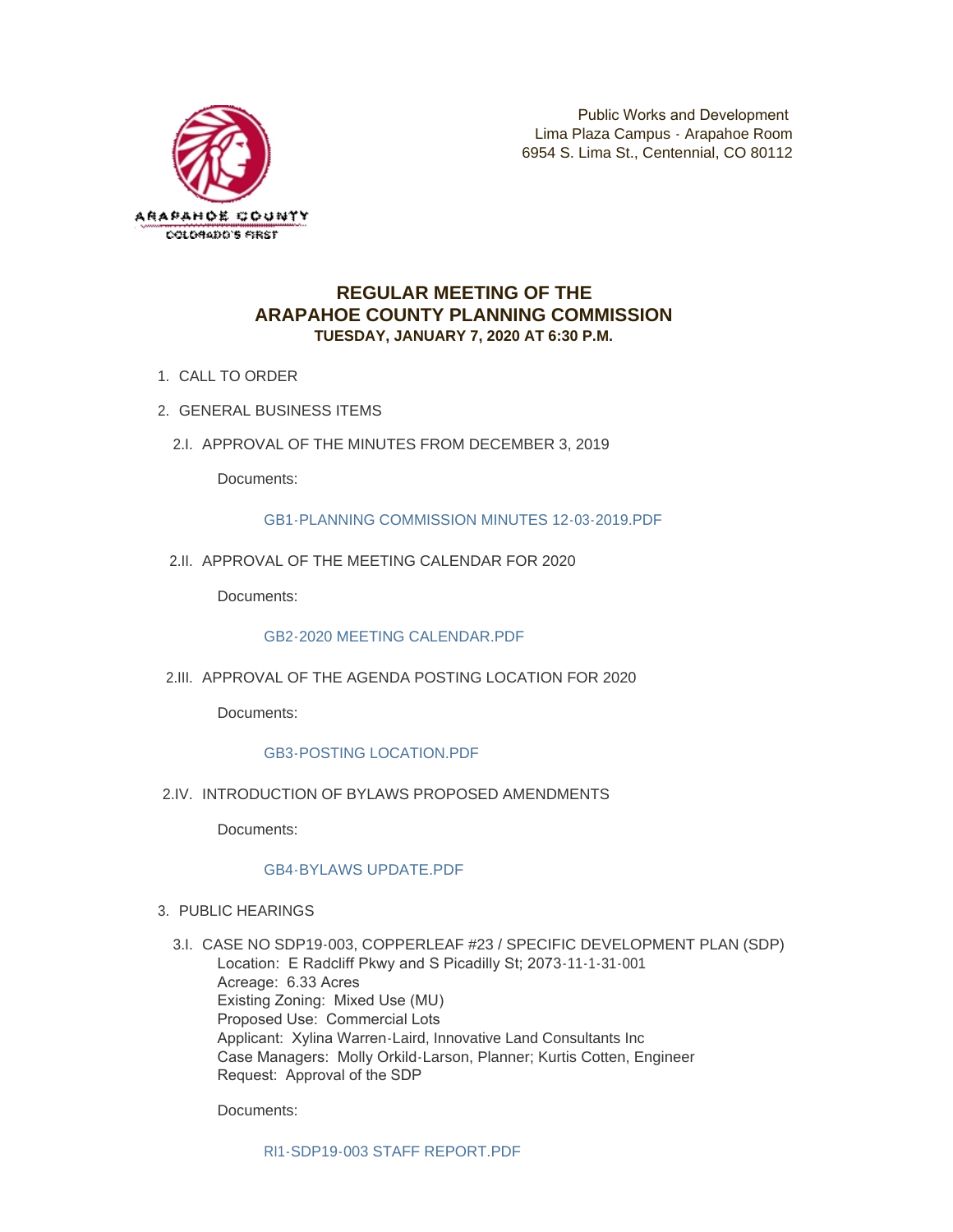Public Works and Development
Lima Plaza Campus - Arapahoe Room
6954 S. Lima St., Centennial, CO 80112

# REGULAR MEETING OF THE ARAPAHOE COUNTY PLANNING COMMISSION

### TUESDAY, JANUARY 7, 2020 AT 6:30 P.M.

1. CALL TO ORDER
2. GENERAL BUSINESS ITEMS

2.I. APPROVAL OF THE MINUTES FROM DECEMBER 3, 2019

Documents:

GB1-PLANNING COMMISSION MINUTES 12-03-2019.PDF

2.II. APPROVAL OF THE MEETING CALENDAR FOR 2020

Documents:

GB2-2020 MEETING CALENDAR.PDF

2.III. APPROVAL OF THE AGENDA POSTING LOCATION FOR 2020

Documents:

GB3-POSTING LOCATION.PDF

2.IV. INTRODUCTION OF BYLAWS PROPOSED AMENDMENTS

Documents:

GB4-BYLAWS UPDATE.PDF

3. PUBLIC HEARINGS

3.I. CASE NO SDP19-003, COPPERLEAF #23 / SPECIFIC DEVELOPMENT PLAN (SDP)
Location: E Radcliff Pkwy and S Picadilly St; 2073-11-1-31-001
Acreage: 6.33 Acres
Existing Zoning: Mixed Use (MU)
Proposed Use: Commercial Lots
Applicant: Xylina Warren-Laird, Innovative Land Consultants Inc
Case Managers: Molly Orkild-Larson, Planner; Kurtis Cotten, Engineer
Request: Approval of the SDP

Documents:

RI1-SDP19-003 STAFF REPORT.PDF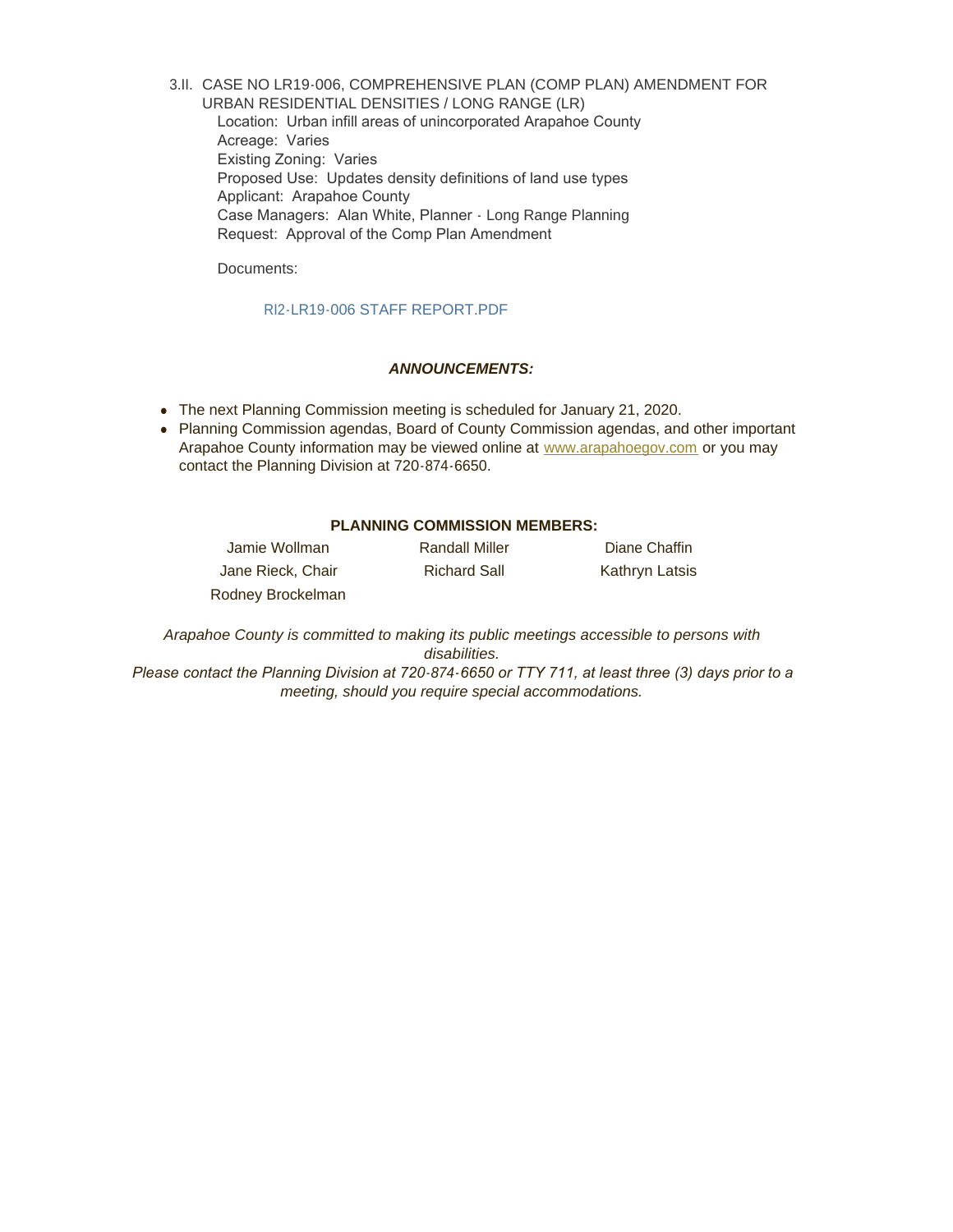3.II. CASE NO LR19-006, COMPREHENSIVE PLAN (COMP PLAN) AMENDMENT FOR URBAN RESIDENTIAL DENSITIES / LONG RANGE (LR)

Location: Urban infill areas of unincorporated Arapahoe County
Acreage: Varies
Existing Zoning: Varies
Proposed Use: Updates density definitions of land use types
Applicant: Arapahoe County
Case Managers: Alan White, Planner - Long Range Planning
Request: Approval of the Comp Plan Amendment

Documents:

RI2-LR19-006 STAFF REPORT.PDF

***ANNOUNCEMENTS:***

- The next Planning Commission meeting is scheduled for January 21, 2020.
- Planning Commission agendas, Board of County Commission agendas, and other important Arapahoe County information may be viewed online at www.arapahoegov.com or you may contact the Planning Division at 720-874-6650.

**PLANNING COMMISSION MEMBERS:**

| | | |
|---|---|---|
| Jamie Wollman | Randall Miller | Diane Chaffin |
| Jane Rieck, Chair | Richard Sall | Kathryn Latsis |
| Rodney Brockelman | | |

*Arapahoe County is committed to making its public meetings accessible to persons with disabilities.*
*Please contact the Planning Division at 720-874-6650 or TTY 711, at least three (3) days prior to a meeting, should you require special accommodations.*